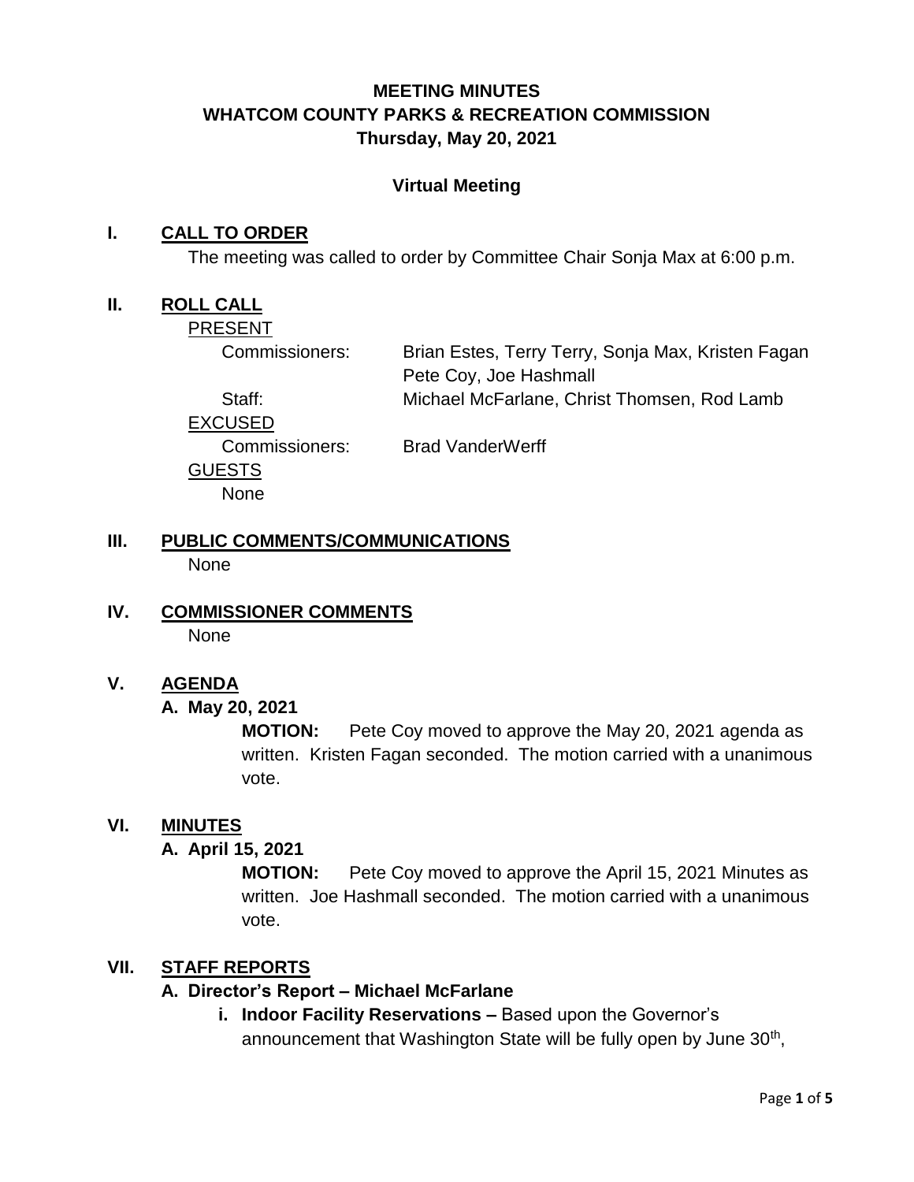# MEETING MINUTES
# WHATCOM COUNTY PARKS & RECREATION COMMISSION
## Thursday, May 20, 2021

**Virtual Meeting**

## I. CALL TO ORDER

The meeting was called to order by Committee Chair Sonja Max at 6:00 p.m.

## II. ROLL CALL

PRESENT

Commissioners: Brian Estes, Terry Terry, Sonja Max, Kristen Fagan Pete Coy, Joe Hashmall

Staff: Michael McFarlane, Christ Thomsen, Rod Lamb

EXCUSED

Commissioners: Brad VanderWerff

GUESTS

None

## III. PUBLIC COMMENTS/COMMUNICATIONS

None

## IV. COMMISSIONER COMMENTS

None

## V. AGENDA

### A. May 20, 2021

**MOTION:** Pete Coy moved to approve the May 20, 2021 agenda as written. Kristen Fagan seconded. The motion carried with a unanimous vote.

## VI. MINUTES

### A. April 15, 2021

**MOTION:** Pete Coy moved to approve the April 15, 2021 Minutes as written. Joe Hashmall seconded. The motion carried with a unanimous vote.

## VII. STAFF REPORTS

### A. Director's Report – Michael McFarlane

i. **Indoor Facility Reservations –** Based upon the Governor's announcement that Washington State will be fully open by June 30th,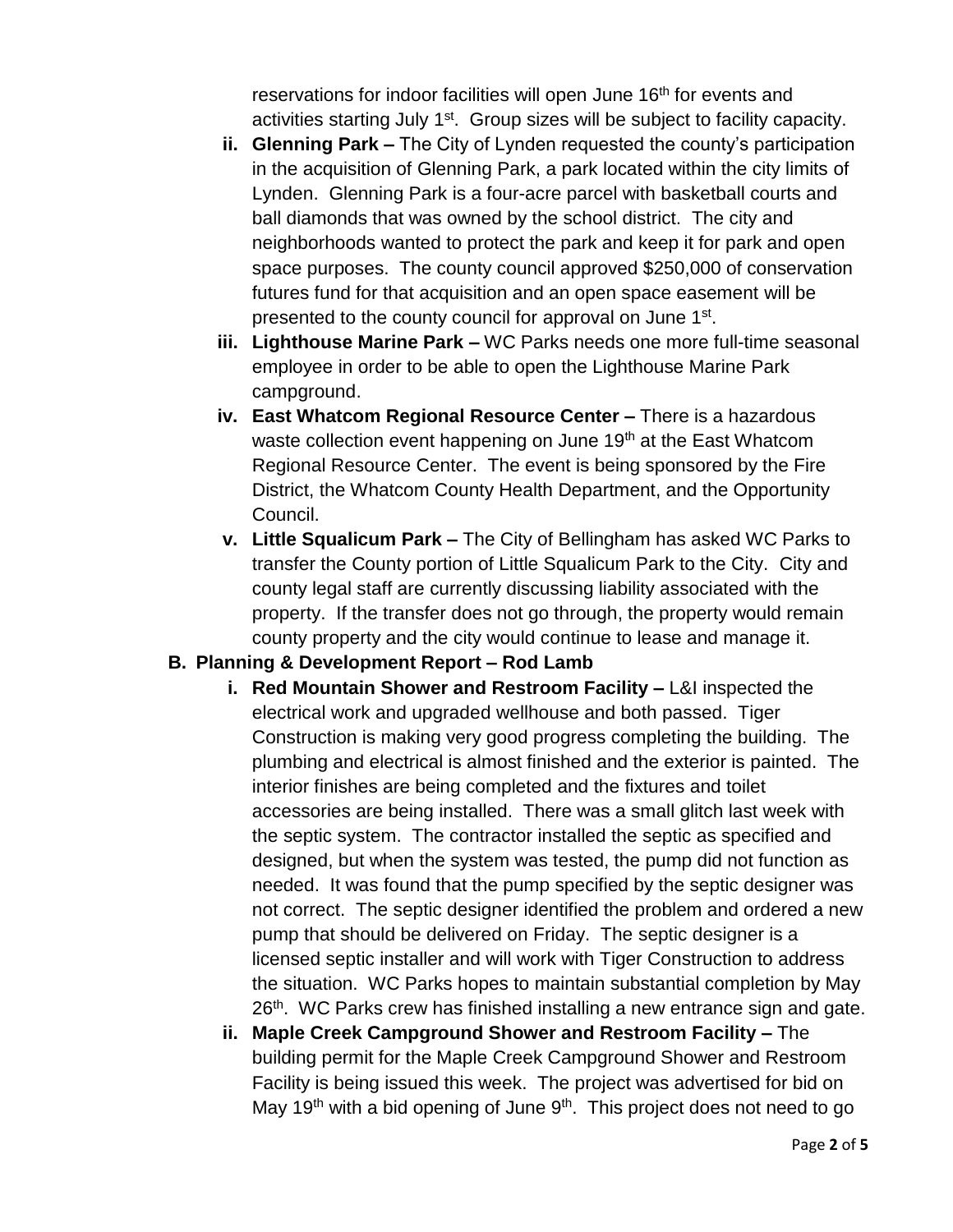reservations for indoor facilities will open June 16th for events and activities starting July 1st. Group sizes will be subject to facility capacity.

ii. **Glenning Park –** The City of Lynden requested the county's participation in the acquisition of Glenning Park, a park located within the city limits of Lynden. Glenning Park is a four-acre parcel with basketball courts and ball diamonds that was owned by the school district. The city and neighborhoods wanted to protect the park and keep it for park and open space purposes. The county council approved $250,000 of conservation futures fund for that acquisition and an open space easement will be presented to the county council for approval on June 1st.

iii. **Lighthouse Marine Park –** WC Parks needs one more full-time seasonal employee in order to be able to open the Lighthouse Marine Park campground.

iv. **East Whatcom Regional Resource Center –** There is a hazardous waste collection event happening on June 19th at the East Whatcom Regional Resource Center. The event is being sponsored by the Fire District, the Whatcom County Health Department, and the Opportunity Council.

v. **Little Squalicum Park –** The City of Bellingham has asked WC Parks to transfer the County portion of Little Squalicum Park to the City. City and county legal staff are currently discussing liability associated with the property. If the transfer does not go through, the property would remain county property and the city would continue to lease and manage it.

**B. Planning & Development Report – Rod Lamb**

i. **Red Mountain Shower and Restroom Facility –** L&I inspected the electrical work and upgraded wellhouse and both passed. Tiger Construction is making very good progress completing the building. The plumbing and electrical is almost finished and the exterior is painted. The interior finishes are being completed and the fixtures and toilet accessories are being installed. There was a small glitch last week with the septic system. The contractor installed the septic as specified and designed, but when the system was tested, the pump did not function as needed. It was found that the pump specified by the septic designer was not correct. The septic designer identified the problem and ordered a new pump that should be delivered on Friday. The septic designer is a licensed septic installer and will work with Tiger Construction to address the situation. WC Parks hopes to maintain substantial completion by May 26th. WC Parks crew has finished installing a new entrance sign and gate.

ii. **Maple Creek Campground Shower and Restroom Facility –** The building permit for the Maple Creek Campground Shower and Restroom Facility is being issued this week. The project was advertised for bid on May 19th with a bid opening of June 9th. This project does not need to go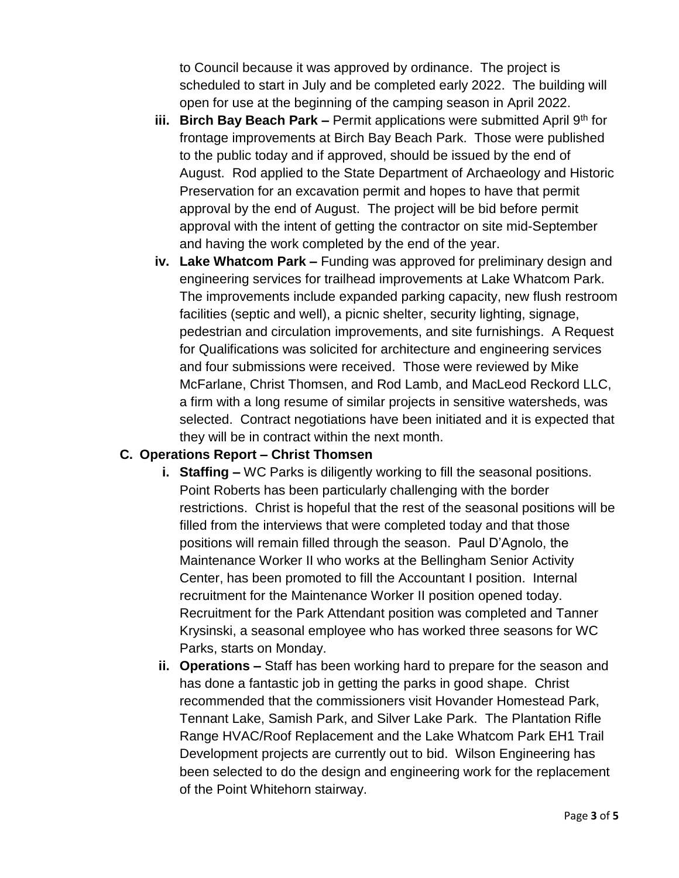to Council because it was approved by ordinance. The project is scheduled to start in July and be completed early 2022. The building will open for use at the beginning of the camping season in April 2022.

iii. **Birch Bay Beach Park –** Permit applications were submitted April 9th for frontage improvements at Birch Bay Beach Park. Those were published to the public today and if approved, should be issued by the end of August. Rod applied to the State Department of Archaeology and Historic Preservation for an excavation permit and hopes to have that permit approval by the end of August. The project will be bid before permit approval with the intent of getting the contractor on site mid-September and having the work completed by the end of the year.

iv. **Lake Whatcom Park –** Funding was approved for preliminary design and engineering services for trailhead improvements at Lake Whatcom Park. The improvements include expanded parking capacity, new flush restroom facilities (septic and well), a picnic shelter, security lighting, signage, pedestrian and circulation improvements, and site furnishings. A Request for Qualifications was solicited for architecture and engineering services and four submissions were received. Those were reviewed by Mike McFarlane, Christ Thomsen, and Rod Lamb, and MacLeod Reckord LLC, a firm with a long resume of similar projects in sensitive watersheds, was selected. Contract negotiations have been initiated and it is expected that they will be in contract within the next month.

**C. Operations Report – Christ Thomsen**

i. **Staffing –** WC Parks is diligently working to fill the seasonal positions. Point Roberts has been particularly challenging with the border restrictions. Christ is hopeful that the rest of the seasonal positions will be filled from the interviews that were completed today and that those positions will remain filled through the season. Paul D'Agnolo, the Maintenance Worker II who works at the Bellingham Senior Activity Center, has been promoted to fill the Accountant I position. Internal recruitment for the Maintenance Worker II position opened today. Recruitment for the Park Attendant position was completed and Tanner Krysinski, a seasonal employee who has worked three seasons for WC Parks, starts on Monday.

ii. **Operations –** Staff has been working hard to prepare for the season and has done a fantastic job in getting the parks in good shape. Christ recommended that the commissioners visit Hovander Homestead Park, Tennant Lake, Samish Park, and Silver Lake Park. The Plantation Rifle Range HVAC/Roof Replacement and the Lake Whatcom Park EH1 Trail Development projects are currently out to bid. Wilson Engineering has been selected to do the design and engineering work for the replacement of the Point Whitehorn stairway.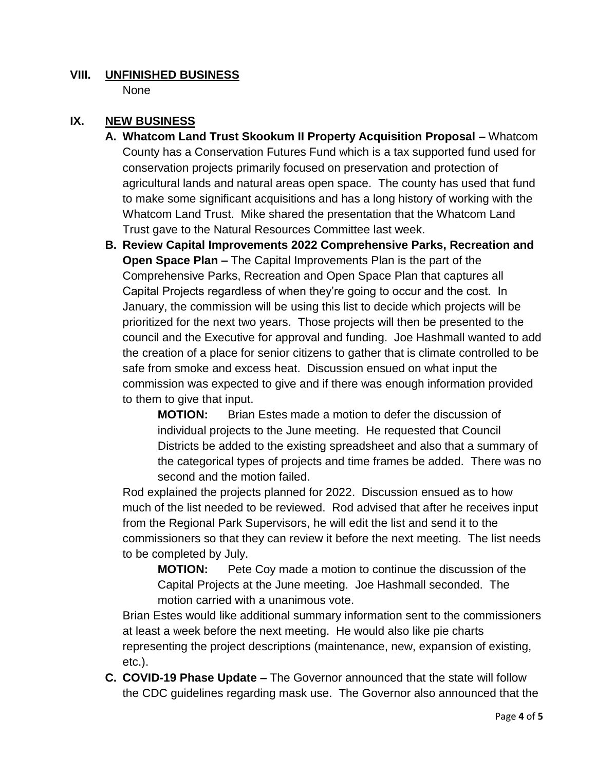## VIII. UNFINISHED BUSINESS

None

## IX. NEW BUSINESS

**A. Whatcom Land Trust Skookum II Property Acquisition Proposal –** Whatcom County has a Conservation Futures Fund which is a tax supported fund used for conservation projects primarily focused on preservation and protection of agricultural lands and natural areas open space. The county has used that fund to make some significant acquisitions and has a long history of working with the Whatcom Land Trust. Mike shared the presentation that the Whatcom Land Trust gave to the Natural Resources Committee last week.

**B. Review Capital Improvements 2022 Comprehensive Parks, Recreation and Open Space Plan –** The Capital Improvements Plan is the part of the Comprehensive Parks, Recreation and Open Space Plan that captures all Capital Projects regardless of when they're going to occur and the cost. In January, the commission will be using this list to decide which projects will be prioritized for the next two years. Those projects will then be presented to the council and the Executive for approval and funding. Joe Hashmall wanted to add the creation of a place for senior citizens to gather that is climate controlled to be safe from smoke and excess heat. Discussion ensued on what input the commission was expected to give and if there was enough information provided to them to give that input.

> **MOTION:** Brian Estes made a motion to defer the discussion of individual projects to the June meeting. He requested that Council Districts be added to the existing spreadsheet and also that a summary of the categorical types of projects and time frames be added. There was no second and the motion failed.

Rod explained the projects planned for 2022. Discussion ensued as to how much of the list needed to be reviewed. Rod advised that after he receives input from the Regional Park Supervisors, he will edit the list and send it to the commissioners so that they can review it before the next meeting. The list needs to be completed by July.

> **MOTION:** Pete Coy made a motion to continue the discussion of the Capital Projects at the June meeting. Joe Hashmall seconded. The motion carried with a unanimous vote.

Brian Estes would like additional summary information sent to the commissioners at least a week before the next meeting. He would also like pie charts representing the project descriptions (maintenance, new, expansion of existing, etc.).

**C. COVID-19 Phase Update –** The Governor announced that the state will follow the CDC guidelines regarding mask use. The Governor also announced that the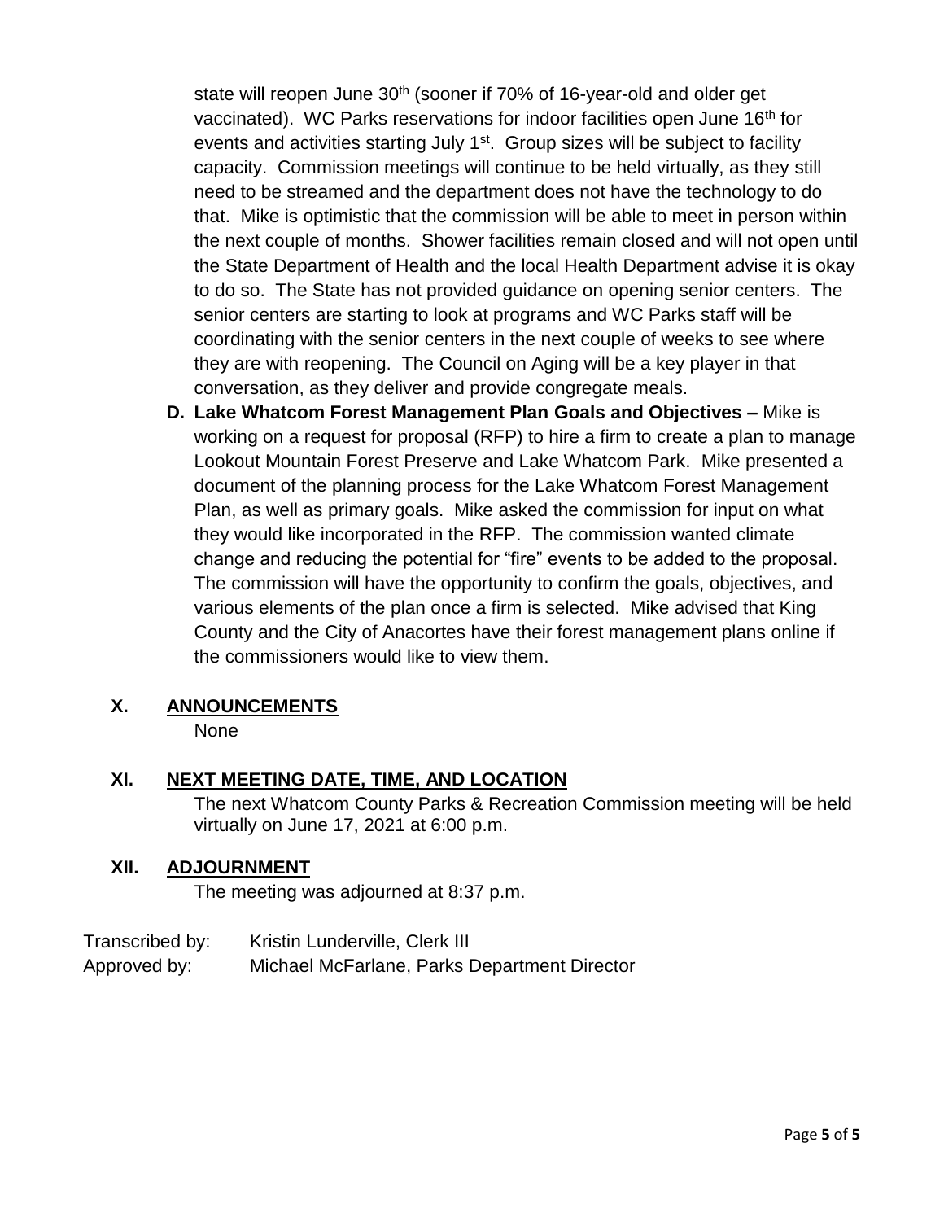state will reopen June 30th (sooner if 70% of 16-year-old and older get vaccinated). WC Parks reservations for indoor facilities open June 16th for events and activities starting July 1st. Group sizes will be subject to facility capacity. Commission meetings will continue to be held virtually, as they still need to be streamed and the department does not have the technology to do that. Mike is optimistic that the commission will be able to meet in person within the next couple of months. Shower facilities remain closed and will not open until the State Department of Health and the local Health Department advise it is okay to do so. The State has not provided guidance on opening senior centers. The senior centers are starting to look at programs and WC Parks staff will be coordinating with the senior centers in the next couple of weeks to see where they are with reopening. The Council on Aging will be a key player in that conversation, as they deliver and provide congregate meals.

**D. Lake Whatcom Forest Management Plan Goals and Objectives –** Mike is working on a request for proposal (RFP) to hire a firm to create a plan to manage Lookout Mountain Forest Preserve and Lake Whatcom Park. Mike presented a document of the planning process for the Lake Whatcom Forest Management Plan, as well as primary goals. Mike asked the commission for input on what they would like incorporated in the RFP. The commission wanted climate change and reducing the potential for "fire" events to be added to the proposal. The commission will have the opportunity to confirm the goals, objectives, and various elements of the plan once a firm is selected. Mike advised that King County and the City of Anacortes have their forest management plans online if the commissioners would like to view them.

## X. ANNOUNCEMENTS

None

## XI. NEXT MEETING DATE, TIME, AND LOCATION

The next Whatcom County Parks & Recreation Commission meeting will be held virtually on June 17, 2021 at 6:00 p.m.

## XII. ADJOURNMENT

The meeting was adjourned at 8:37 p.m.

Transcribed by: Kristin Lunderville, Clerk III
Approved by: Michael McFarlane, Parks Department Director